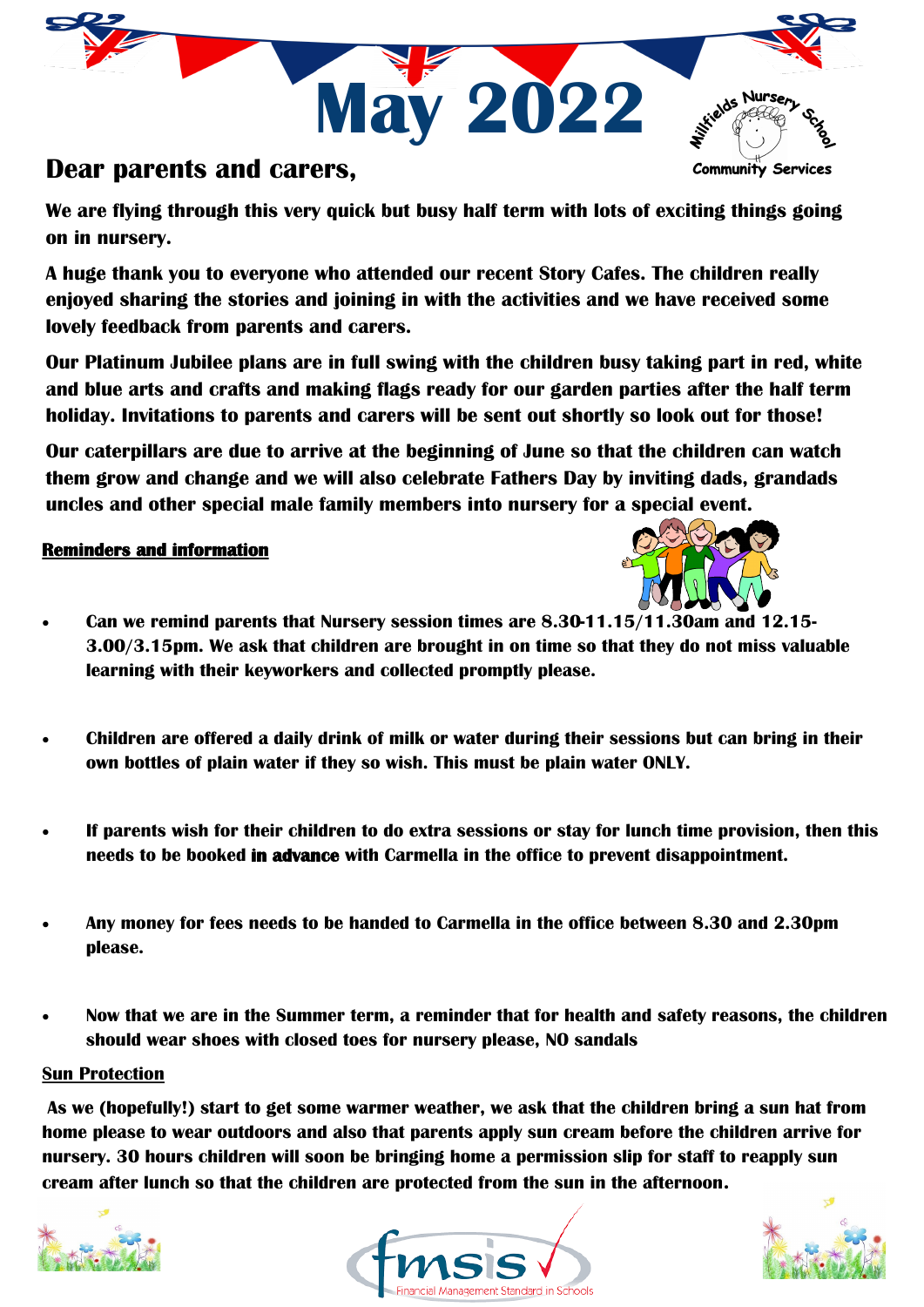# May 2022

Millfields Nursery School
Community Services

## Dear parents and carers,

**We are flying through this very quick but busy half term with lots of exciting things going on in nursery.**

**A huge thank you to everyone who attended our recent Story Cafes. The children really enjoyed sharing the stories and joining in with the activities and we have received some lovely feedback from parents and carers.**

**Our Platinum Jubilee plans are in full swing with the children busy taking part in red, white and blue arts and crafts and making flags ready for our garden parties after the half term holiday. Invitations to parents and carers will be sent out shortly so look out for those!**

**Our caterpillars are due to arrive at the beginning of June so that the children can watch them grow and change and we will also celebrate Fathers Day by inviting dads, grandads uncles and other special male family members into nursery for a special event.**

**<u>Reminders and information</u>**

- **Can we remind parents that Nursery session times are 8.30-11.15/11.30am and 12.15-3.00/3.15pm. We ask that children are brought in on time so that they do not miss valuable learning with their keyworkers and collected promptly please.**

- **Children are offered a daily drink of milk or water during their sessions but can bring in their own bottles of plain water if they so wish. This must be plain water ONLY.**

- **If parents wish for their children to do extra sessions or stay for lunch time provision, then this needs to be booked in advance with Carmella in the office to prevent disappointment.**

- **Any money for fees needs to be handed to Carmella in the office between 8.30 and 2.30pm please.**

- **Now that we are in the Summer term, a reminder that for health and safety reasons, the children should wear shoes with closed toes for nursery please, NO sandals**

**<u>Sun Protection</u>**

**As we (hopefully!) start to get some warmer weather, we ask that the children bring a sun hat from home please to wear outdoors and also that parents apply sun cream before the children arrive for nursery. 30 hours children will soon be bringing home a permission slip for staff to reapply sun cream after lunch so that the children are protected from the sun in the afternoon.**

fmsis Financial Management Standard in Schools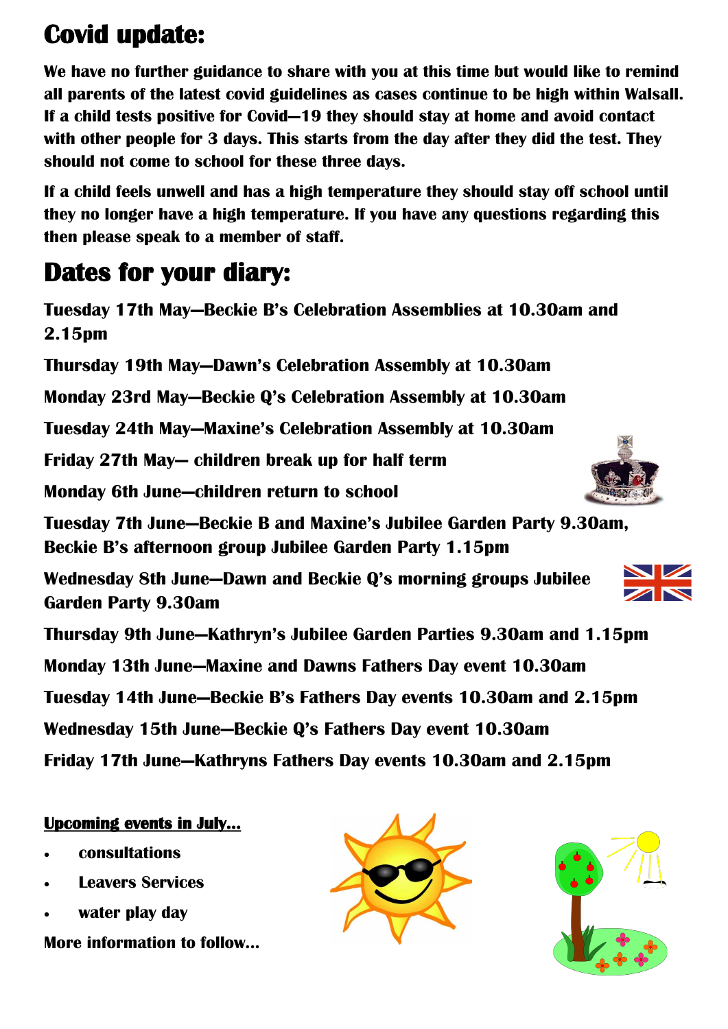## Covid update:

**We have no further guidance to share with you at this time but would like to remind all parents of the latest covid guidelines as cases continue to be high within Walsall. If a child tests positive for Covid—19 they should stay at home and avoid contact with other people for 3 days. This starts from the day after they did the test. They should not come to school for these three days.**

**If a child feels unwell and has a high temperature they should stay off school until they no longer have a high temperature. If you have any questions regarding this then please speak to a member of staff.**

## Dates for your diary:

**Tuesday 17th May—Beckie B's Celebration Assemblies at 10.30am and 2.15pm**

**Thursday 19th May—Dawn's Celebration Assembly at 10.30am**

**Monday 23rd May—Beckie Q's Celebration Assembly at 10.30am**

**Tuesday 24th May—Maxine's Celebration Assembly at 10.30am**

**Friday 27th May— children break up for half term**

**Monday 6th June—children return to school**

**Tuesday 7th June—Beckie B and Maxine's Jubilee Garden Party 9.30am, Beckie B's afternoon group Jubilee Garden Party 1.15pm**

**Wednesday 8th June—Dawn and Beckie Q's morning groups Jubilee Garden Party 9.30am**

**Thursday 9th June—Kathryn's Jubilee Garden Parties 9.30am and 1.15pm**

**Monday 13th June—Maxine and Dawns Fathers Day event 10.30am**

**Tuesday 14th June—Beckie B's Fathers Day events 10.30am and 2.15pm**

**Wednesday 15th June—Beckie Q's Fathers Day event 10.30am**

**Friday 17th June—Kathryns Fathers Day events 10.30am and 2.15pm**

**Upcoming events in July...**

- **consultations**
- **Leavers Services**
- **water play day**

**More information to follow...**